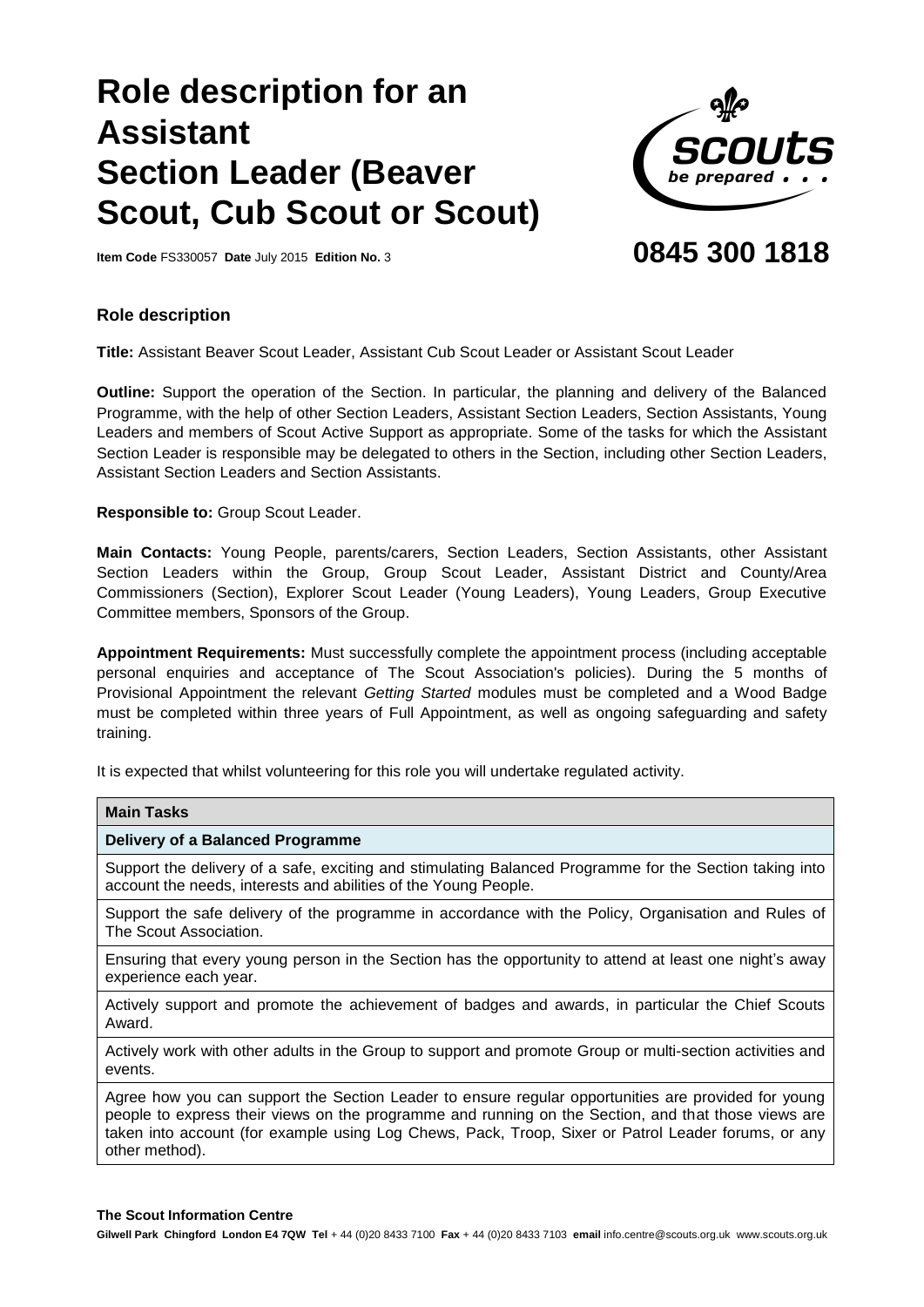# Role description for an Assistant Section Leader (Beaver Scout, Cub Scout or Scout)

**Item Code** FS330057 **Date** July 2015 **Edition No.** 3

**0845 300 1818**

### Role description

**Title:** Assistant Beaver Scout Leader, Assistant Cub Scout Leader or Assistant Scout Leader

**Outline:** Support the operation of the Section. In particular, the planning and delivery of the Balanced Programme, with the help of other Section Leaders, Assistant Section Leaders, Section Assistants, Young Leaders and members of Scout Active Support as appropriate. Some of the tasks for which the Assistant Section Leader is responsible may be delegated to others in the Section, including other Section Leaders, Assistant Section Leaders and Section Assistants.

**Responsible to:** Group Scout Leader.

**Main Contacts:** Young People, parents/carers, Section Leaders, Section Assistants, other Assistant Section Leaders within the Group, Group Scout Leader, Assistant District and County/Area Commissioners (Section), Explorer Scout Leader (Young Leaders), Young Leaders, Group Executive Committee members, Sponsors of the Group.

**Appointment Requirements:** Must successfully complete the appointment process (including acceptable personal enquiries and acceptance of The Scout Association's policies). During the 5 months of Provisional Appointment the relevant *Getting Started* modules must be completed and a Wood Badge must be completed within three years of Full Appointment, as well as ongoing safeguarding and safety training.

It is expected that whilst volunteering for this role you will undertake regulated activity.

| **Main Tasks** |
|---|
| **Delivery of a Balanced Programme** |
| Support the delivery of a safe, exciting and stimulating Balanced Programme for the Section taking into account the needs, interests and abilities of the Young People. |
| Support the safe delivery of the programme in accordance with the Policy, Organisation and Rules of The Scout Association. |
| Ensuring that every young person in the Section has the opportunity to attend at least one night's away experience each year. |
| Actively support and promote the achievement of badges and awards, in particular the Chief Scouts Award. |
| Actively work with other adults in the Group to support and promote Group or multi-section activities and events. |
| Agree how you can support the Section Leader to ensure regular opportunities are provided for young people to express their views on the programme and running on the Section, and that those views are taken into account (for example using Log Chews, Pack, Troop, Sixer or Patrol Leader forums, or any other method). |

**The Scout Information Centre**

**Gilwell Park Chingford London E4 7QW Tel** + 44 (0)20 8433 7100 **Fax** + 44 (0)20 8433 7103 **email** info.centre@scouts.org.uk www.scouts.org.uk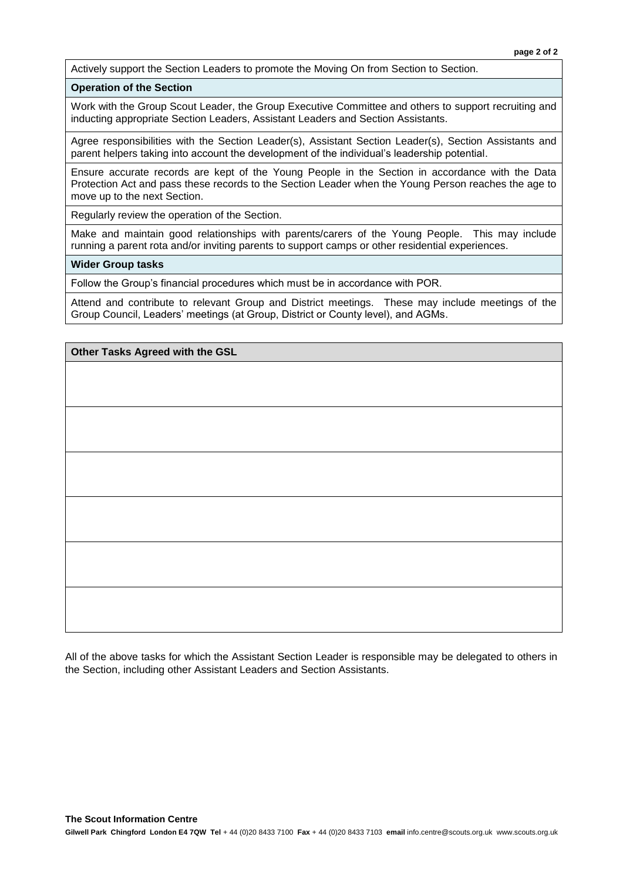Actively support the Section Leaders to promote the Moving On from Section to Section.

**Operation of the Section**

Work with the Group Scout Leader, the Group Executive Committee and others to support recruiting and inducting appropriate Section Leaders, Assistant Leaders and Section Assistants.

Agree responsibilities with the Section Leader(s), Assistant Section Leader(s), Section Assistants and parent helpers taking into account the development of the individual's leadership potential.

Ensure accurate records are kept of the Young People in the Section in accordance with the Data Protection Act and pass these records to the Section Leader when the Young Person reaches the age to move up to the next Section.

Regularly review the operation of the Section.

Make and maintain good relationships with parents/carers of the Young People. This may include running a parent rota and/or inviting parents to support camps or other residential experiences.

**Wider Group tasks**

Follow the Group's financial procedures which must be in accordance with POR.

Attend and contribute to relevant Group and District meetings. These may include meetings of the Group Council, Leaders' meetings (at Group, District or County level), and AGMs.

| Other Tasks Agreed with the GSL |
| --- |
| |
| |
| |
| |
| |
| |

All of the above tasks for which the Assistant Section Leader is responsible may be delegated to others in the Section, including other Assistant Leaders and Section Assistants.

**The Scout Information Centre**
**Gilwell Park Chingford London E4 7QW Tel** + 44 (0)20 8433 7100 **Fax** + 44 (0)20 8433 7103 **email** info.centre@scouts.org.uk www.scouts.org.uk